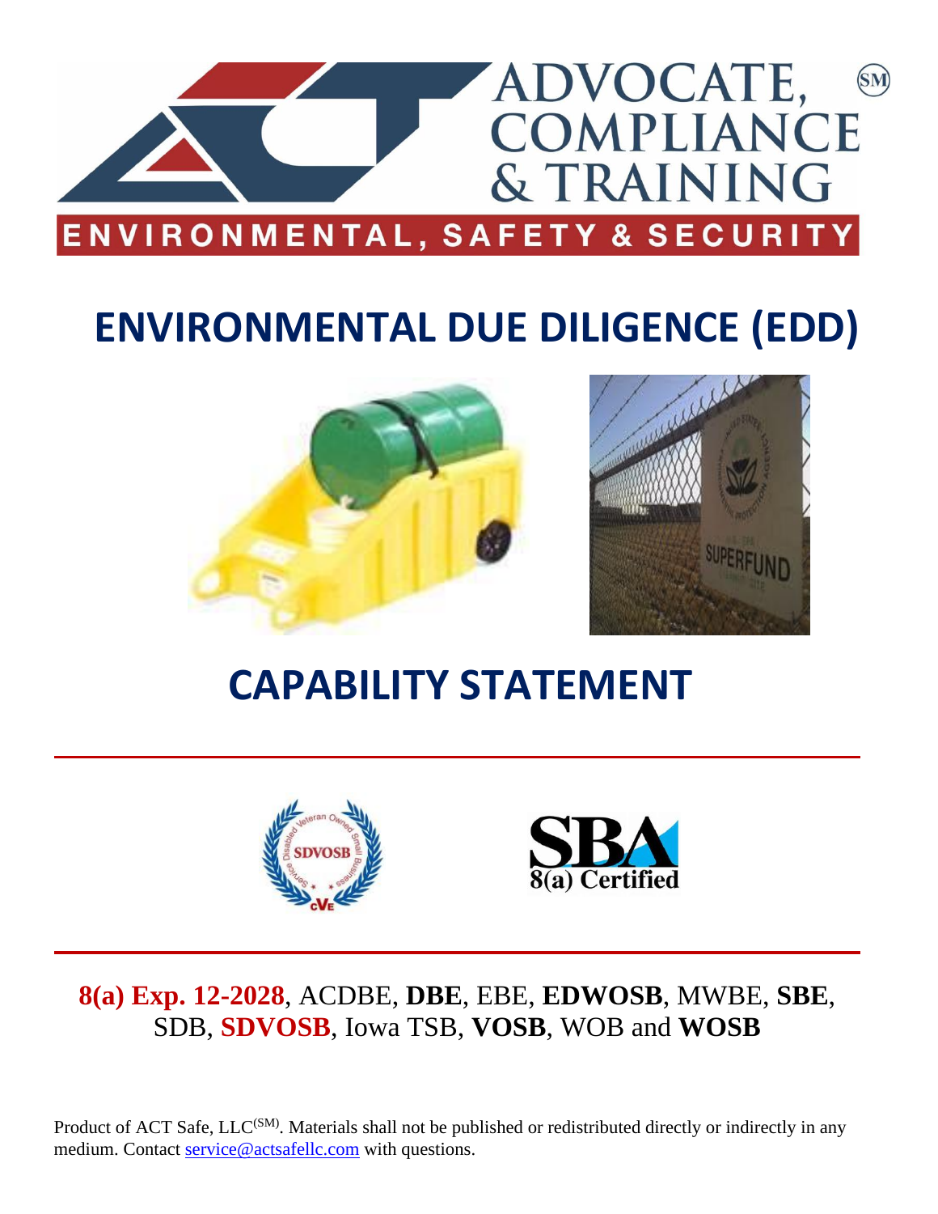ADVOCATE, COMPLIANCE & TRAINING (SM)

ENVIRONMENTAL, SAFETY & SECURITY

# ENVIRONMENTAL DUE DILIGENCE (EDD)

# CAPABILITY STATEMENT

**8(a) Exp. 12-2028**, ACDBE, **DBE**, EBE, **EDWOSB**, MWBE, **SBE**, SDB, **SDVOSB**, Iowa TSB, **VOSB**, WOB and **WOSB**

Product of ACT Safe, LLC(SM). Materials shall not be published or redistributed directly or indirectly in any medium. Contact service@actsafellc.com with questions.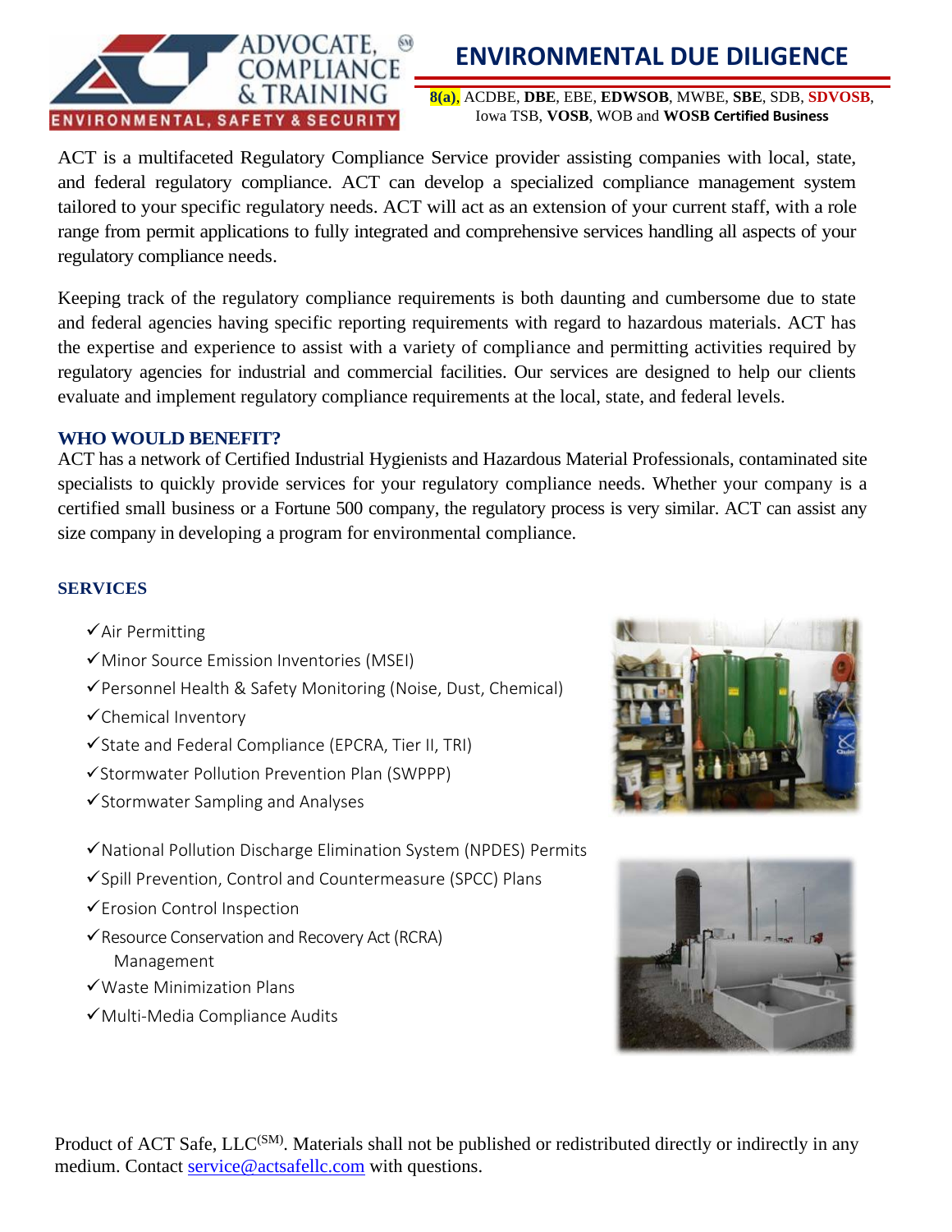# ENVIRONMENTAL DUE DILIGENCE

**8(a)**, ACDBE, **DBE**, EBE, **EDWSOB**, MWBE, **SBE**, SDB, **SDVOSB**, Iowa TSB, **VOSB**, WOB and **WOSB Certified Business**

ACT is a multifaceted Regulatory Compliance Service provider assisting companies with local, state, and federal regulatory compliance. ACT can develop a specialized compliance management system tailored to your specific regulatory needs. ACT will act as an extension of your current staff, with a role range from permit applications to fully integrated and comprehensive services handling all aspects of your regulatory compliance needs.

Keeping track of the regulatory compliance requirements is both daunting and cumbersome due to state and federal agencies having specific reporting requirements with regard to hazardous materials. ACT has the expertise and experience to assist with a variety of compliance and permitting activities required by regulatory agencies for industrial and commercial facilities. Our services are designed to help our clients evaluate and implement regulatory compliance requirements at the local, state, and federal levels.

## WHO WOULD BENEFIT?

ACT has a network of Certified Industrial Hygienists and Hazardous Material Professionals, contaminated site specialists to quickly provide services for your regulatory compliance needs. Whether your company is a certified small business or a Fortune 500 company, the regulatory process is very similar. ACT can assist any size company in developing a program for environmental compliance.

## SERVICES

- ✓Air Permitting
- ✓Minor Source Emission Inventories (MSEI)
- ✓Personnel Health & Safety Monitoring (Noise, Dust, Chemical)
- ✓Chemical Inventory
- ✓State and Federal Compliance (EPCRA, Tier II, TRI)
- ✓Stormwater Pollution Prevention Plan (SWPPP)
- ✓Stormwater Sampling and Analyses
- ✓National Pollution Discharge Elimination System (NPDES) Permits
- ✓Spill Prevention, Control and Countermeasure (SPCC) Plans
- ✓Erosion Control Inspection
- ✓Resource Conservation and Recovery Act (RCRA) Management
- ✓Waste Minimization Plans
- ✓Multi-Media Compliance Audits

Product of ACT Safe, LLC(SM). Materials shall not be published or redistributed directly or indirectly in any medium. Contact service@actsafellc.com with questions.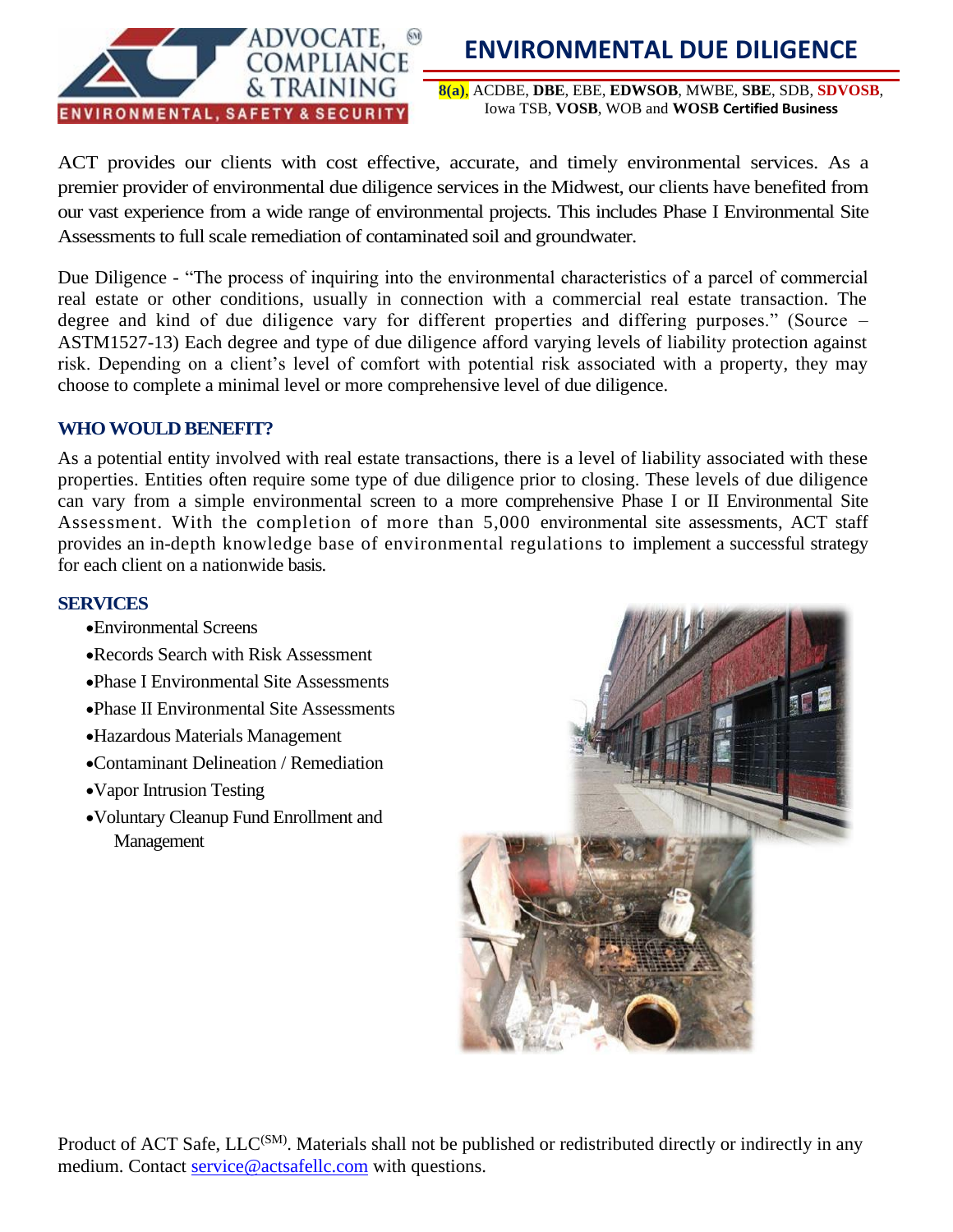# ENVIRONMENTAL DUE DILIGENCE

**8(a)**, ACDBE, **DBE**, EBE, **EDWSOB**, MWBE, **SBE**, SDB, **SDVOSB**, Iowa TSB, **VOSB**, WOB and **WOSB Certified Business**

ACT provides our clients with cost effective, accurate, and timely environmental services. As a premier provider of environmental due diligence services in the Midwest, our clients have benefited from our vast experience from a wide range of environmental projects. This includes Phase I Environmental Site Assessments to full scale remediation of contaminated soil and groundwater.

Due Diligence - "The process of inquiring into the environmental characteristics of a parcel of commercial real estate or other conditions, usually in connection with a commercial real estate transaction. The degree and kind of due diligence vary for different properties and differing purposes." (Source – ASTM1527-13) Each degree and type of due diligence afford varying levels of liability protection against risk. Depending on a client's level of comfort with potential risk associated with a property, they may choose to complete a minimal level or more comprehensive level of due diligence.

## WHO WOULD BENEFIT?

As a potential entity involved with real estate transactions, there is a level of liability associated with these properties. Entities often require some type of due diligence prior to closing. These levels of due diligence can vary from a simple environmental screen to a more comprehensive Phase I or II Environmental Site Assessment. With the completion of more than 5,000 environmental site assessments, ACT staff provides an in-depth knowledge base of environmental regulations to implement a successful strategy for each client on a nationwide basis.

## SERVICES

- Environmental Screens
- Records Search with Risk Assessment
- Phase I Environmental Site Assessments
- Phase II Environmental Site Assessments
- Hazardous Materials Management
- Contaminant Delineation / Remediation
- Vapor Intrusion Testing
- Voluntary Cleanup Fund Enrollment and Management

Product of ACT Safe, LLC(SM). Materials shall not be published or redistributed directly or indirectly in any medium. Contact service@actsafellc.com with questions.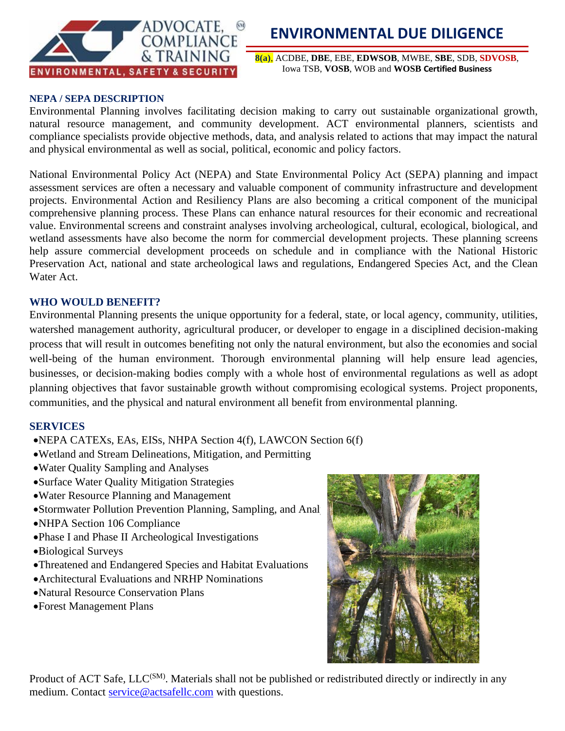# ENVIRONMENTAL DUE DILIGENCE

**8(a)**, ACDBE, **DBE**, EBE, **EDWSOB**, MWBE, **SBE**, SDB, **SDVOSB**, Iowa TSB, **VOSB**, WOB and **WOSB Certified Business**

## NEPA / SEPA DESCRIPTION

Environmental Planning involves facilitating decision making to carry out sustainable organizational growth, natural resource management, and community development. ACT environmental planners, scientists and compliance specialists provide objective methods, data, and analysis related to actions that may impact the natural and physical environmental as well as social, political, economic and policy factors.

National Environmental Policy Act (NEPA) and State Environmental Policy Act (SEPA) planning and impact assessment services are often a necessary and valuable component of community infrastructure and development projects. Environmental Action and Resiliency Plans are also becoming a critical component of the municipal comprehensive planning process. These Plans can enhance natural resources for their economic and recreational value. Environmental screens and constraint analyses involving archeological, cultural, ecological, biological, and wetland assessments have also become the norm for commercial development projects. These planning screens help assure commercial development proceeds on schedule and in compliance with the National Historic Preservation Act, national and state archeological laws and regulations, Endangered Species Act, and the Clean Water Act.

## WHO WOULD BENEFIT?

Environmental Planning presents the unique opportunity for a federal, state, or local agency, community, utilities, watershed management authority, agricultural producer, or developer to engage in a disciplined decision-making process that will result in outcomes benefiting not only the natural environment, but also the economies and social well-being of the human environment. Thorough environmental planning will help ensure lead agencies, businesses, or decision-making bodies comply with a whole host of environmental regulations as well as adopt planning objectives that favor sustainable growth without compromising ecological systems. Project proponents, communities, and the physical and natural environment all benefit from environmental planning.

## SERVICES

- NEPA CATEXs, EAs, EISs, NHPA Section 4(f), LAWCON Section 6(f)
- Wetland and Stream Delineations, Mitigation, and Permitting
- Water Quality Sampling and Analyses
- Surface Water Quality Mitigation Strategies
- Water Resource Planning and Management
- Stormwater Pollution Prevention Planning, Sampling, and Anal
- NHPA Section 106 Compliance
- Phase I and Phase II Archeological Investigations
- Biological Surveys
- Threatened and Endangered Species and Habitat Evaluations
- Architectural Evaluations and NRHP Nominations
- Natural Resource Conservation Plans
- Forest Management Plans

Product of ACT Safe, LLC(SM). Materials shall not be published or redistributed directly or indirectly in any medium. Contact service@actsafellc.com with questions.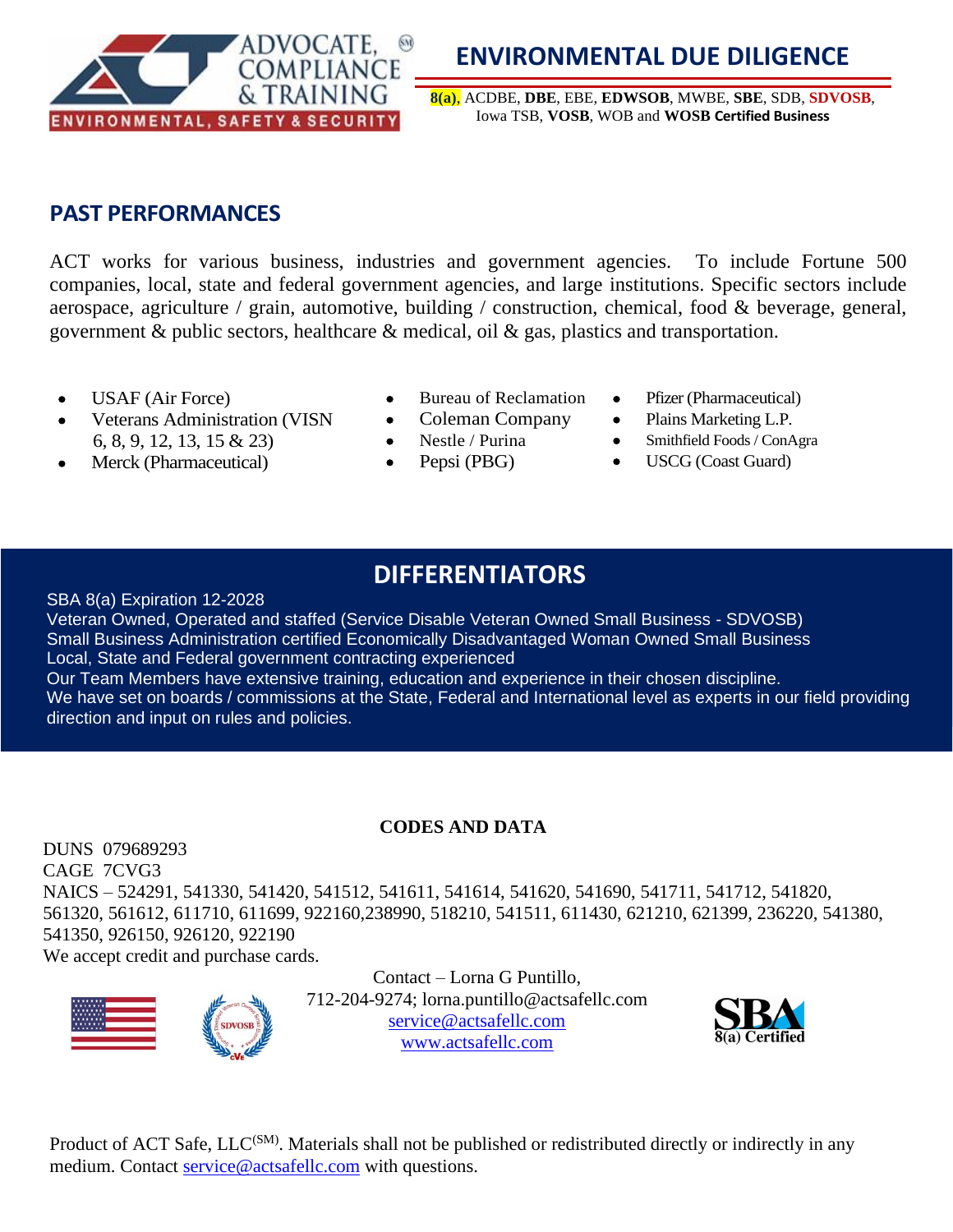# ENVIRONMENTAL DUE DILIGENCE

**8(a)**, ACDBE, **DBE**, EBE, **EDWSOB**, MWBE, **SBE**, SDB, **SDVOSB**, Iowa TSB, **VOSB**, WOB and **WOSB Certified Business**

## PAST PERFORMANCES

ACT works for various business, industries and government agencies. To include Fortune 500 companies, local, state and federal government agencies, and large institutions. Specific sectors include aerospace, agriculture / grain, automotive, building / construction, chemical, food & beverage, general, government & public sectors, healthcare & medical, oil & gas, plastics and transportation.

- USAF (Air Force)
- Veterans Administration (VISN 6, 8, 9, 12, 13, 15 & 23)
- Merck (Pharmaceutical)
- Bureau of Reclamation
- Coleman Company
- Nestle / Purina
- Pepsi (PBG)
- Pfizer (Pharmaceutical)
- Plains Marketing L.P.
- Smithfield Foods / ConAgra
- USCG (Coast Guard)

## DIFFERENTIATORS

SBA 8(a) Expiration 12-2028
Veteran Owned, Operated and staffed (Service Disable Veteran Owned Small Business - SDVOSB)
Small Business Administration certified Economically Disadvantaged Woman Owned Small Business
Local, State and Federal government contracting experienced
Our Team Members have extensive training, education and experience in their chosen discipline.
We have set on boards / commissions at the State, Federal and International level as experts in our field providing direction and input on rules and policies.

**CODES AND DATA**

DUNS 079689293
CAGE 7CVG3
NAICS – 524291, 541330, 541420, 541512, 541611, 541614, 541620, 541690, 541711, 541712, 541820, 561320, 561612, 611710, 611699, 922160,238990, 518210, 541511, 611430, 621210, 621399, 236220, 541380, 541350, 926150, 926120, 922190
We accept credit and purchase cards.

Contact – Lorna G Puntillo,
712-204-9274; lorna.puntillo@actsafellc.com
service@actsafellc.com
www.actsafellc.com

Product of ACT Safe, LLC(SM). Materials shall not be published or redistributed directly or indirectly in any medium. Contact service@actsafellc.com with questions.